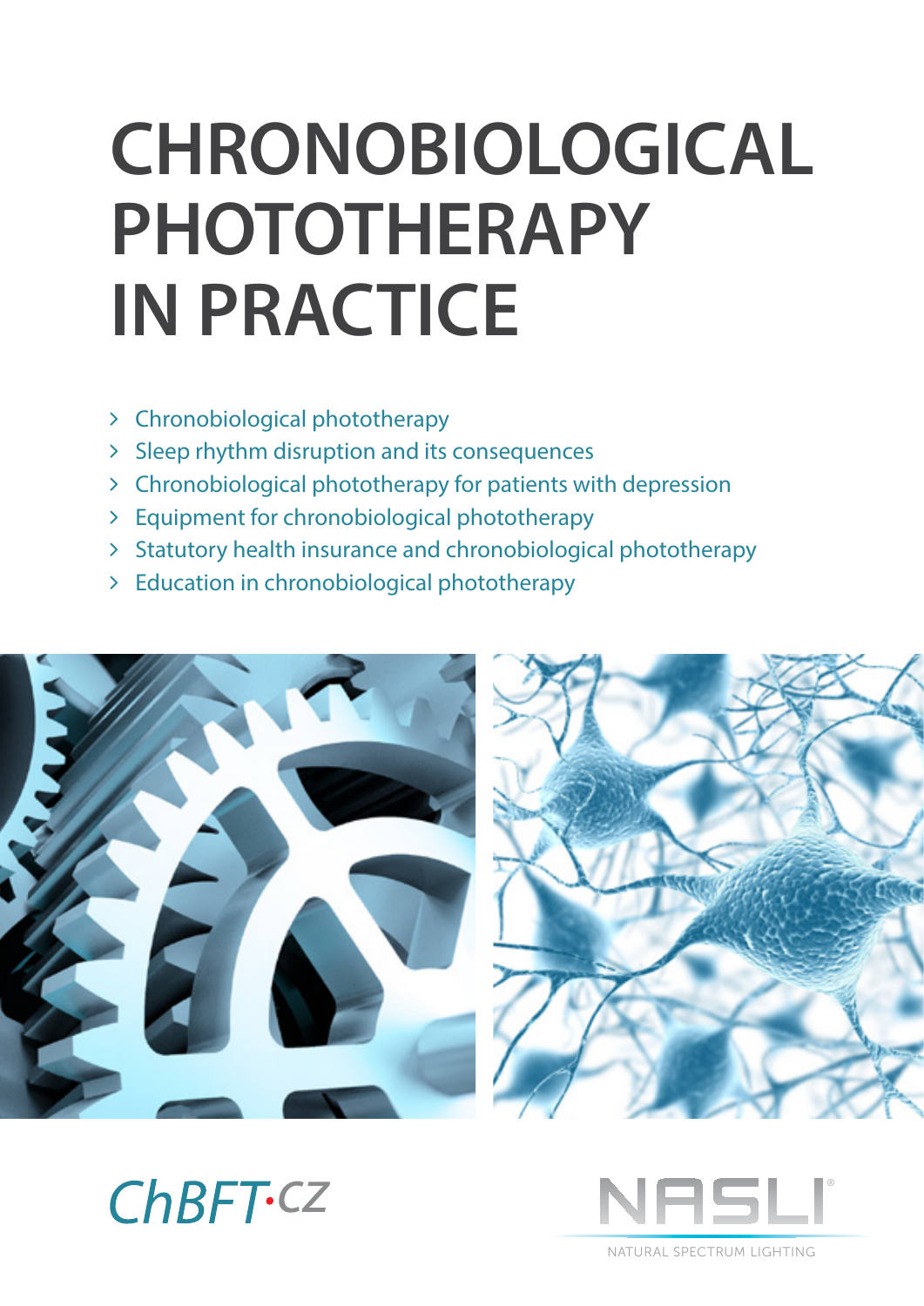# CHRONOBIOLOGICAL PHOTOTHERAPY IN PRACTICE

- Chronobiological phototherapy
- Sleep rhythm disruption and its consequences
- Chronobiological phototherapy for patients with depression
- Equipment for chronobiological phototherapy
- Statutory health insurance and chronobiological phototherapy
- Education in chronobiological phototherapy

ChBFT·CZ

NASLI®

NATURAL SPECTRUM LIGHTING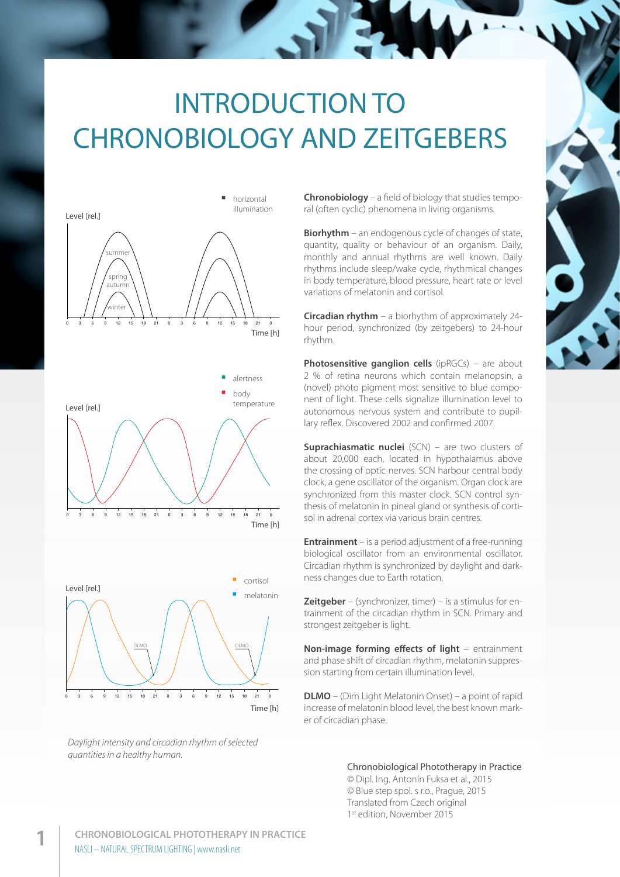# INTRODUCTION TO CHRONOBIOLOGY AND ZEITGEBERS

*Daylight intensity and circadian rhythm of selected quantities in a healthy human.*

**Chronobiology** – a field of biology that studies temporal (often cyclic) phenomena in living organisms.

**Biorhythm** – an endogenous cycle of changes of state, quantity, quality or behaviour of an organism. Daily, monthly and annual rhythms are well known. Daily rhythms include sleep/wake cycle, rhythmical changes in body temperature, blood pressure, heart rate or level variations of melatonin and cortisol.

**Circadian rhythm** – a biorhythm of approximately 24-hour period, synchronized (by zeitgebers) to 24-hour rhythm.

**Photosensitive ganglion cells** (ipRGCs) – are about 2 % of retina neurons which contain melanopsin, a (novel) photo pigment most sensitive to blue component of light. These cells signalize illumination level to autonomous nervous system and contribute to pupillary reflex. Discovered 2002 and confirmed 2007.

**Suprachiasmatic nuclei** (SCN) – are two clusters of about 20,000 each, located in hypothalamus above the crossing of optic nerves. SCN harbour central body clock, a gene oscillator of the organism. Organ clock are synchronized from this master clock. SCN control synthesis of melatonin in pineal gland or synthesis of cortisol in adrenal cortex via various brain centres.

**Entrainment** – is a period adjustment of a free-running biological oscillator from an environmental oscillator. Circadian rhythm is synchronized by daylight and darkness changes due to Earth rotation.

**Zeitgeber** – (synchronizer, timer) – is a stimulus for entrainment of the circadian rhythm in SCN. Primary and strongest zeitgeber is light.

**Non-image forming effects of light** – entrainment and phase shift of circadian rhythm, melatonin suppression starting from certain illumination level.

**DLMO** – (Dim Light Melatonin Onset) – a point of rapid increase of melatonin blood level, the best known marker of circadian phase.

Chronobiological Phototherapy in Practice
© Dipl. Ing. Antonín Fuksa et al., 2015
© Blue step spol. s r.o., Prague, 2015
Translated from Czech original
1st edition, November 2015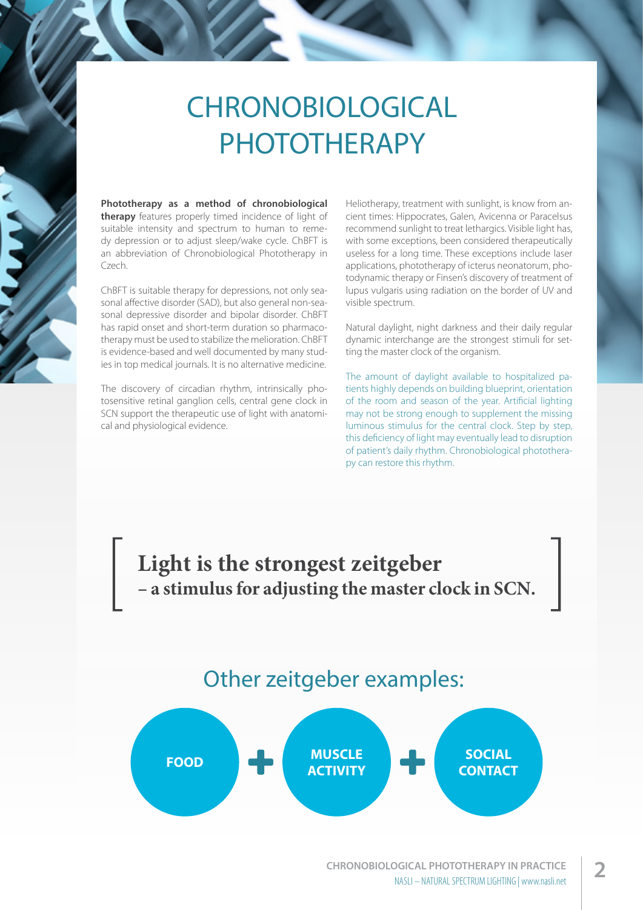# CHRONOBIOLOGICAL PHOTOTHERAPY

**Phototherapy as a method of chronobiological therapy** features properly timed incidence of light of suitable intensity and spectrum to human to remedy depression or to adjust sleep/wake cycle. ChBFT is an abbreviation of Chronobiological Phototherapy in Czech.

ChBFT is suitable therapy for depressions, not only seasonal affective disorder (SAD), but also general non-seasonal depressive disorder and bipolar disorder. ChBFT has rapid onset and short-term duration so pharmacotherapy must be used to stabilize the melioration. ChBFT is evidence-based and well documented by many studies in top medical journals. It is no alternative medicine.

The discovery of circadian rhythm, intrinsically photosensitive retinal ganglion cells, central gene clock in SCN support the therapeutic use of light with anatomical and physiological evidence.

Heliotherapy, treatment with sunlight, is know from ancient times: Hippocrates, Galen, Avicenna or Paracelsus recommend sunlight to treat lethargics. Visible light has, with some exceptions, been considered therapeutically useless for a long time. These exceptions include laser applications, phototherapy of icterus neonatorum, photodynamic therapy or Finsen's discovery of treatment of lupus vulgaris using radiation on the border of UV and visible spectrum.

Natural daylight, night darkness and their daily regular dynamic interchange are the strongest stimuli for setting the master clock of the organism.

The amount of daylight available to hospitalized patients highly depends on building blueprint, orientation of the room and season of the year. Artificial lighting may not be strong enough to supplement the missing luminous stimulus for the central clock. Step by step, this deficiency of light may eventually lead to disruption of patient's daily rhythm. Chronobiological phototherapy can restore this rhythm.

**Light is the strongest zeitgeber – a stimulus for adjusting the master clock in SCN.**

## Other zeitgeber examples:

**FOOD** + **MUSCLE ACTIVITY** + **SOCIAL CONTACT**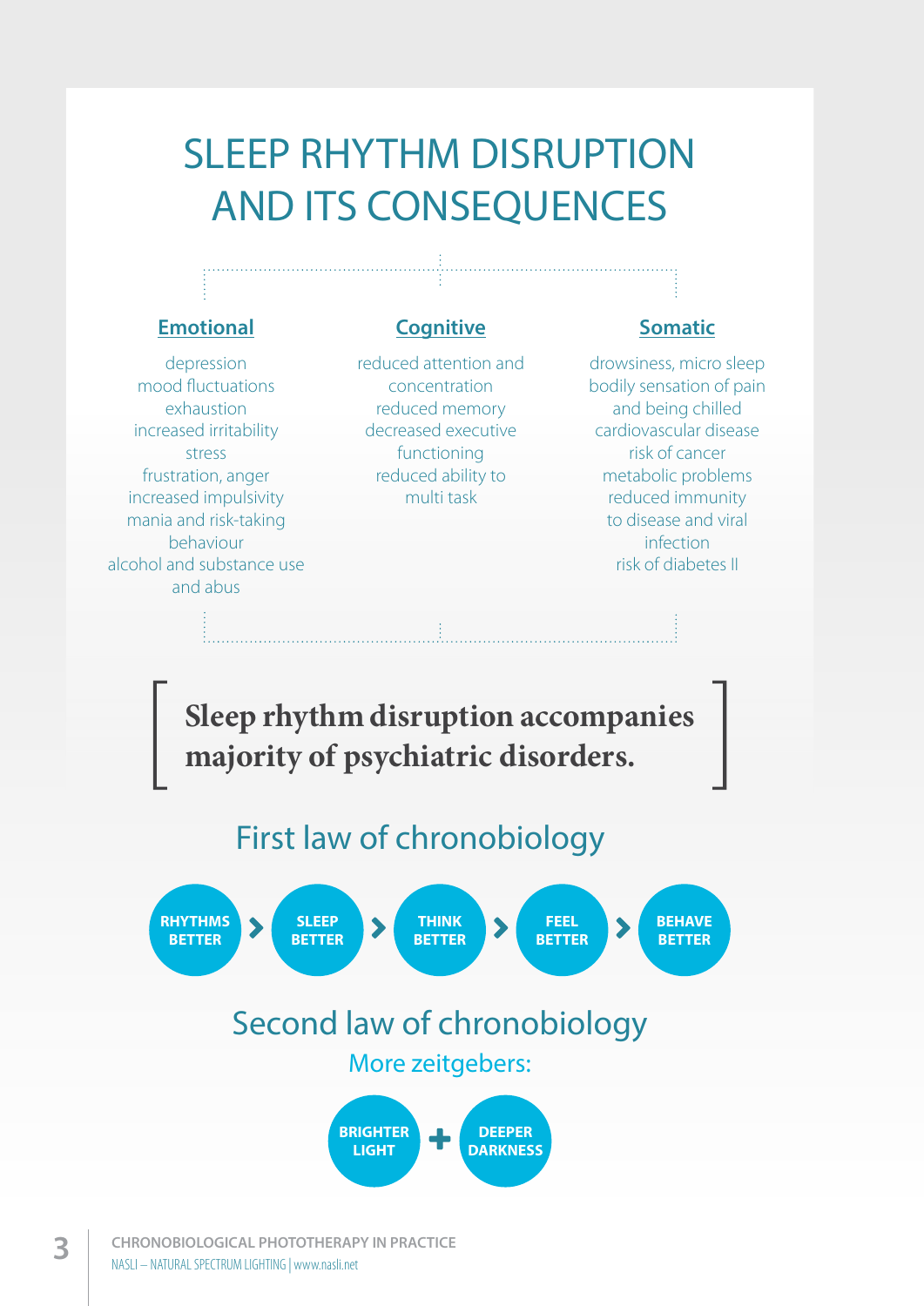# SLEEP RHYTHM DISRUPTION AND ITS CONSEQUENCES

### Emotional

depression
mood fluctuations
exhaustion
increased irritability
stress
frustration, anger
increased impulsivity
mania and risk-taking behaviour
alcohol and substance use and abus

### Cognitive

reduced attention and concentration
reduced memory
decreased executive functioning
reduced ability to multi task

### Somatic

drowsiness, micro sleep
bodily sensation of pain and being chilled
cardiovascular disease
risk of cancer
metabolic problems
reduced immunity to disease and viral infection
risk of diabetes II

**[ Sleep rhythm disruption accompanies majority of psychiatric disorders. ]**

## First law of chronobiology

RHYTHMS BETTER > SLEEP BETTER > THINK BETTER > FEEL BETTER > BEHAVE BETTER

## Second law of chronobiology

More zeitgebers:

BRIGHTER LIGHT + DEEPER DARKNESS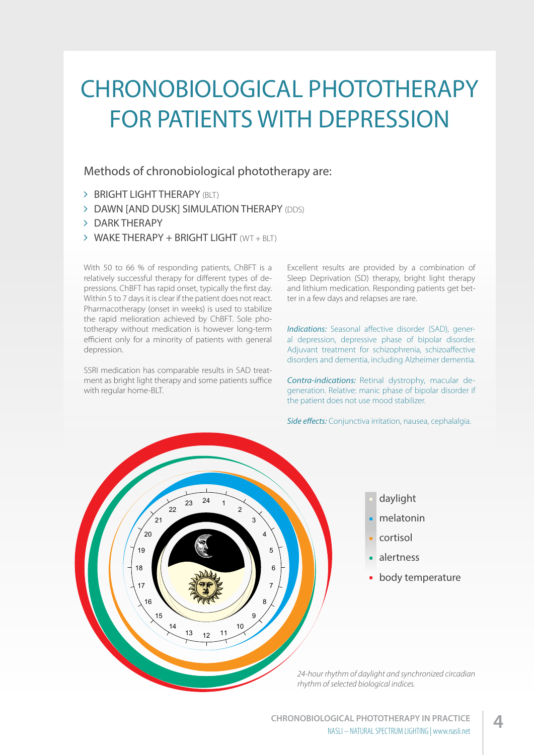# CHRONOBIOLOGICAL PHOTOTHERAPY FOR PATIENTS WITH DEPRESSION

## Methods of chronobiological phototherapy are:

- BRIGHT LIGHT THERAPY (BLT)
- DAWN [AND DUSK] SIMULATION THERAPY (DDS)
- DARK THERAPY
- WAKE THERAPY + BRIGHT LIGHT (WT + BLT)

With 50 to 66 % of responding patients, ChBFT is a relatively successful therapy for different types of depressions. ChBFT has rapid onset, typically the first day. Within 5 to 7 days it is clear if the patient does not react. Pharmacotherapy (onset in weeks) is used to stabilize the rapid melioration achieved by ChBFT. Sole phototherapy without medication is however long-term efficient only for a minority of patients with general depression.

SSRI medication has comparable results in SAD treatment as bright light therapy and some patients suffice with regular home-BLT.

Excellent results are provided by a combination of Sleep Deprivation (SD) therapy, bright light therapy and lithium medication. Responding patients get better in a few days and relapses are rare.

*Indications:* Seasonal affective disorder (SAD), general depression, depressive phase of bipolar disorder. Adjuvant treatment for schizophrenia, schizoaffective disorders and dementia, including Alzheimer dementia.

*Contra-indications:* Retinal dystrophy, macular degeneration. Relative: manic phase of bipolar disorder if the patient does not use mood stabilizer.

*Side effects:* Conjunctiva irritation, nausea, cephalalgia.

- daylight
- melatonin
- cortisol
- alertness
- body temperature

*24-hour rhythm of daylight and synchronized circadian rhythm of selected biological indices.*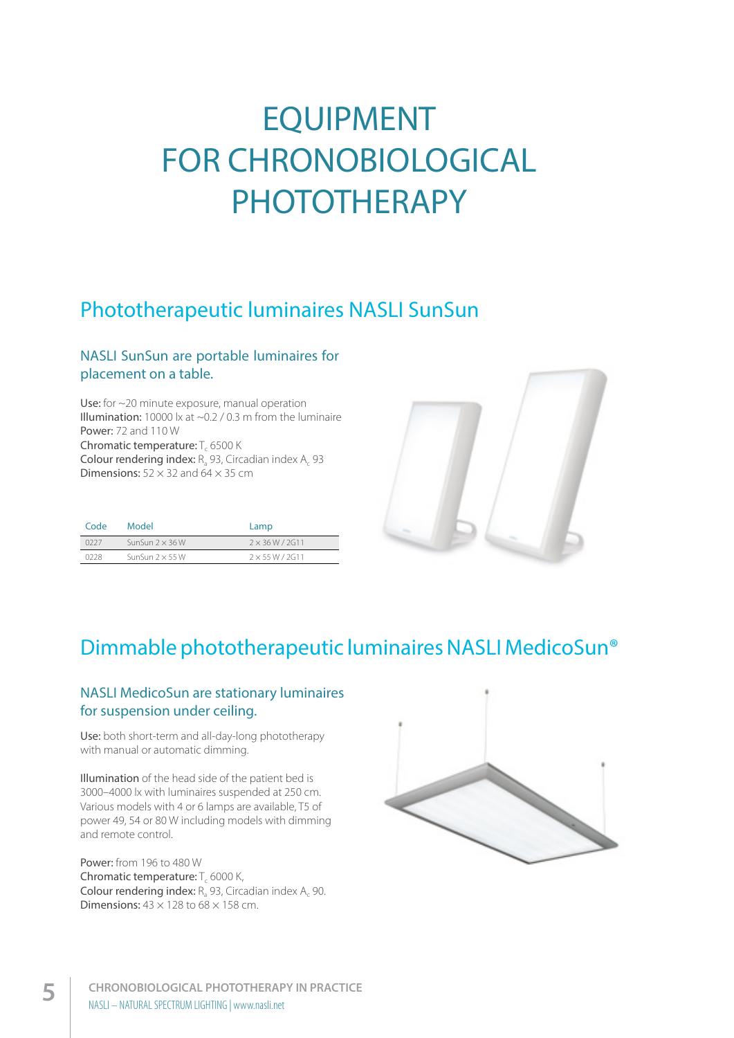# EQUIPMENT FOR CHRONOBIOLOGICAL PHOTOTHERAPY

## Phototherapeutic luminaires NASLI SunSun

### NASLI SunSun are portable luminaires for placement on a table.

**Use:** for ~20 minute exposure, manual operation
**Illumination:** 10000 lx at ~0.2 / 0.3 m from the luminaire
**Power:** 72 and 110 W
**Chromatic temperature:** $T_c$ 6500 K
**Colour rendering index:** $R_a$ 93, Circadian index $A_c$ 93
**Dimensions:** 52 × 32 and 64 × 35 cm

| Code | Model | Lamp |
|---|---|---|
| 0227 | SunSun 2 × 36 W | 2 × 36 W / 2G11 |
| 0228 | SunSun 2 × 55 W | 2 × 55 W / 2G11 |

## Dimmable phototherapeutic luminaires NASLI MedicoSun®

### NASLI MedicoSun are stationary luminaires for suspension under ceiling.

**Use:** both short-term and all-day-long phototherapy with manual or automatic dimming.

**Illumination** of the head side of the patient bed is 3000–4000 lx with luminaires suspended at 250 cm. Various models with 4 or 6 lamps are available, T5 of power 49, 54 or 80 W including models with dimming and remote control.

**Power:** from 196 to 480 W
**Chromatic temperature:** $T_c$ 6000 K,
**Colour rendering index:** $R_a$ 93, Circadian index $A_c$ 90.
**Dimensions:** 43 × 128 to 68 × 158 cm.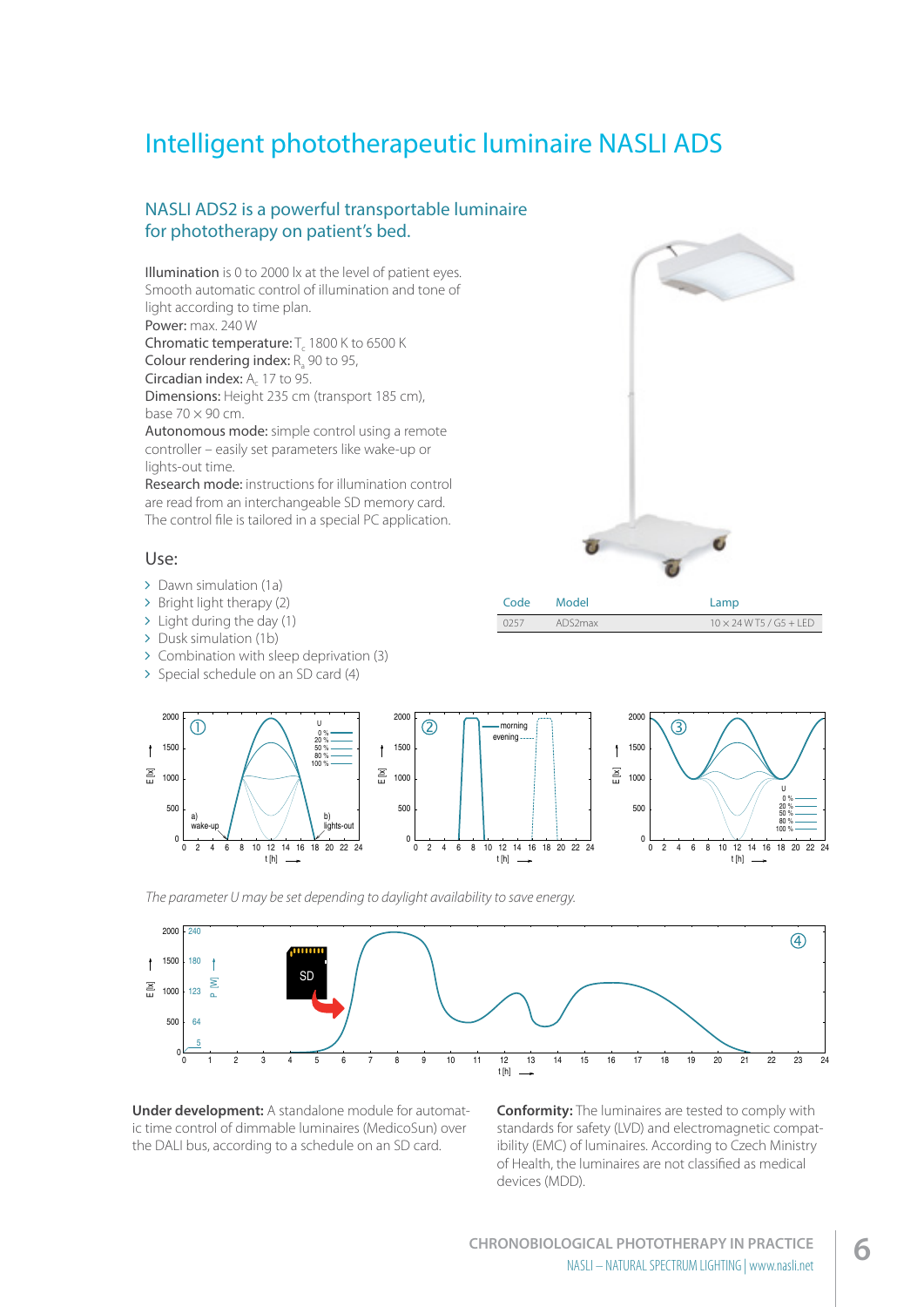# Intelligent phototherapeutic luminaire NASLI ADS

## NASLI ADS2 is a powerful transportable luminaire for phototherapy on patient's bed.

Illumination is 0 to 2000 lx at the level of patient eyes. Smooth automatic control of illumination and tone of light according to time plan.
Power: max. 240 W
Chromatic temperature: $T_c$ 1800 K to 6500 K
Colour rendering index: $R_a$ 90 to 95,
Circadian index: $A_c$ 17 to 95.
Dimensions: Height 235 cm (transport 185 cm), base 70 × 90 cm.
Autonomous mode: simple control using a remote controller – easily set parameters like wake-up or lights-out time.
Research mode: instructions for illumination control are read from an interchangeable SD memory card. The control file is tailored in a special PC application.

| Code | Model | Lamp |
|---|---|---|
| 0257 | ADS2max | 10 × 24 W T5 / G5 + LED |

### Use:

- Dawn simulation (1a)
- Bright light therapy (2)
- Light during the day (1)
- Dusk simulation (1b)
- Combination with sleep deprivation (3)
- Special schedule on an SD card (4)

*The parameter U may be set depending to daylight availability to save energy.*

**Under development:** A standalone module for automatic time control of dimmable luminaires (MedicoSun) over the DALI bus, according to a schedule on an SD card.

**Conformity:** The luminaires are tested to comply with standards for safety (LVD) and electromagnetic compatibility (EMC) of luminaires. According to Czech Ministry of Health, the luminaires are not classified as medical devices (MDD).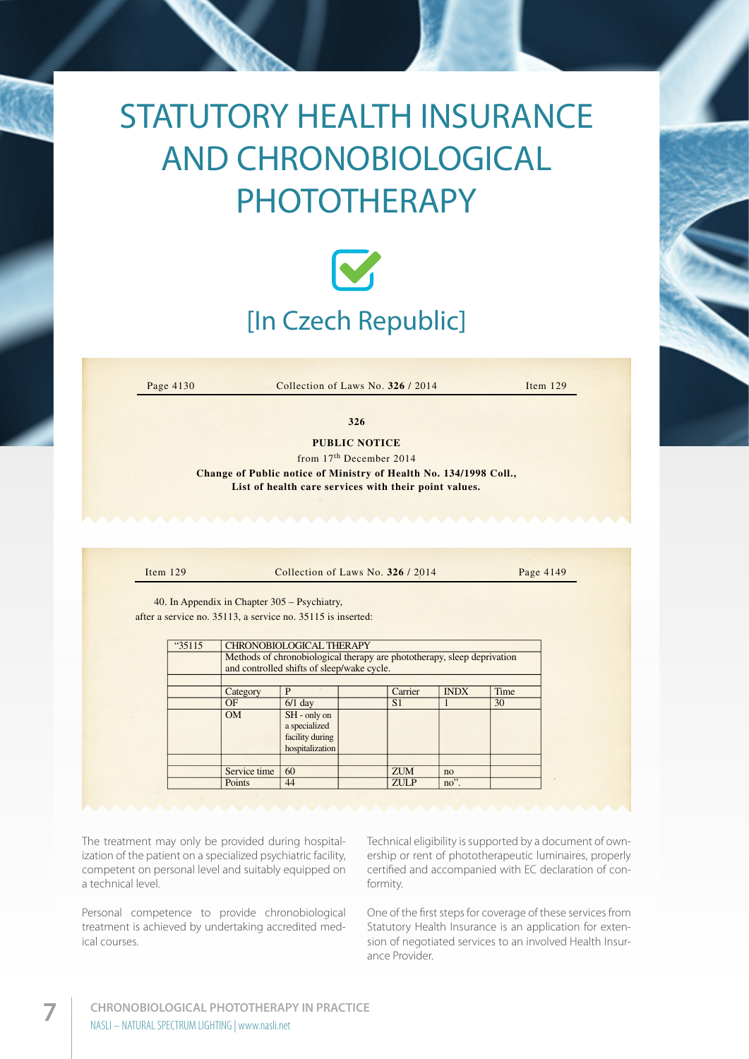# STATUTORY HEALTH INSURANCE AND CHRONOBIOLOGICAL PHOTOTHERAPY

## [In Czech Republic]

Page 4130 Collection of Laws No. **326** / 2014 Item 129

**326**

**PUBLIC NOTICE**

from 17th December 2014

**Change of Public notice of Ministry of Health No. 134/1998 Coll., List of health care services with their point values.**

Item 129 Collection of Laws No. **326** / 2014 Page 4149

40. In Appendix in Chapter 305 – Psychiatry,
after a service no. 35113, a service no. 35115 is inserted:

| "35115 | CHRONOBIOLOGICAL THERAPY | | | | | |
|---|---|---|---|---|---|---|
| | Methods of chronobiological therapy are phototherapy, sleep deprivation and controlled shifts of sleep/wake cycle. | | | | | |
| | | | | | | |
| | Category | P | | Carrier | INDX | Time |
| | OF | 6/1 day | | S1 | 1 | 30 |
| | OM | SH - only on a specialized facility during hospitalization | | | | |
| | | | | | | |
| | Service time | 60 | | ZUM | no | |
| | Points | 44 | | ZULP | no". | |

The treatment may only be provided during hospitalization of the patient on a specialized psychiatric facility, competent on personal level and suitably equipped on a technical level.

Personal competence to provide chronobiological treatment is achieved by undertaking accredited medical courses.

Technical eligibility is supported by a document of ownership or rent of phototherapeutic luminaires, properly certified and accompanied with EC declaration of conformity.

One of the first steps for coverage of these services from Statutory Health Insurance is an application for extension of negotiated services to an involved Health Insurance Provider.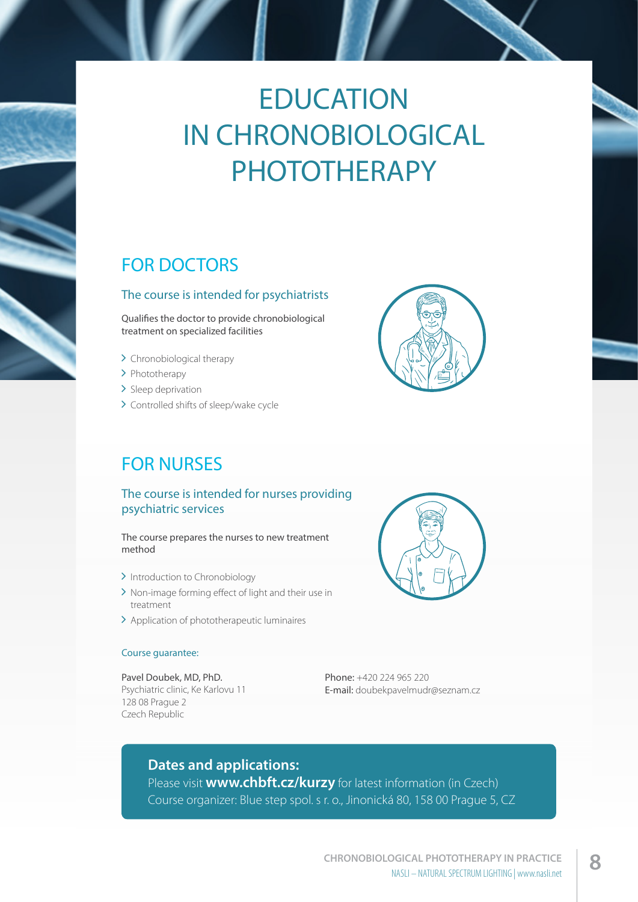# EDUCATION IN CHRONOBIOLOGICAL PHOTOTHERAPY

## FOR DOCTORS

### The course is intended for psychiatrists

Qualifies the doctor to provide chronobiological treatment on specialized facilities

- Chronobiological therapy
- Phototherapy
- Sleep deprivation
- Controlled shifts of sleep/wake cycle

## FOR NURSES

### The course is intended for nurses providing psychiatric services

The course prepares the nurses to new treatment method

- Introduction to Chronobiology
- Non-image forming effect of light and their use in treatment
- Application of phototherapeutic luminaires

Course guarantee:

Pavel Doubek, MD, PhD.
Psychiatric clinic, Ke Karlovu 11
128 08 Prague 2
Czech Republic

Phone: +420 224 965 220
E-mail: doubekpavelmudr@seznam.cz

**Dates and applications:**
Please visit **www.chbft.cz/kurzy** for latest information (in Czech)
Course organizer: Blue step spol. s r. o., Jinonická 80, 158 00 Prague 5, CZ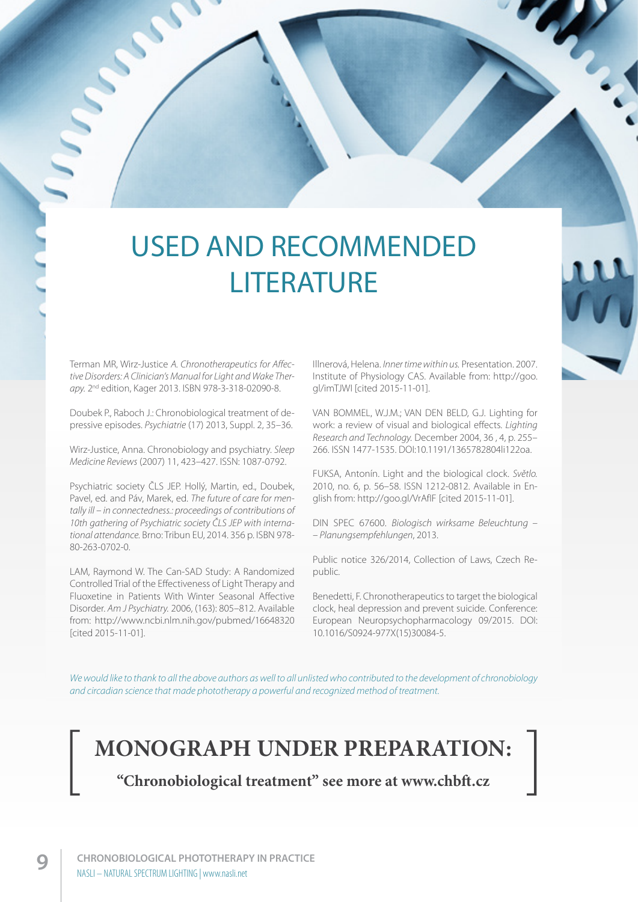# USED AND RECOMMENDED LITERATURE

Terman MR, Wirz-Justice *A. Chronotherapeutics for Affective Disorders: A Clinician's Manual for Light and Wake Therapy.* 2nd edition, Kager 2013. ISBN 978-3-318-02090-8.

Doubek P., Raboch J.: Chronobiological treatment of depressive episodes. *Psychiatrie* (17) 2013, Suppl. 2, 35–36.

Wirz-Justice, Anna. Chronobiology and psychiatry. *Sleep Medicine Reviews* (2007) 11, 423–427. ISSN: 1087-0792.

Psychiatric society ČLS JEP. Hollý, Martin, ed., Doubek, Pavel, ed. and Páv, Marek, ed. *The future of care for mentally ill – in connectedness.: proceedings of contributions of 10th gathering of Psychiatric society ČLS JEP with international attendance.* Brno: Tribun EU, 2014. 356 p. ISBN 978-80-263-0702-0.

LAM, Raymond W. The Can-SAD Study: A Randomized Controlled Trial of the Effectiveness of Light Therapy and Fluoxetine in Patients With Winter Seasonal Affective Disorder. *Am J Psychiatry.* 2006, (163): 805–812. Available from: http://www.ncbi.nlm.nih.gov/pubmed/16648320 [cited 2015-11-01].

Illnerová, Helena. *Inner time within us.* Presentation. 2007. Institute of Physiology CAS. Available from: http://goo.gl/imTJWI [cited 2015-11-01].

VAN BOMMEL, W.J.M.; VAN DEN BELD, G.J. Lighting for work: a review of visual and biological effects. *Lighting Research and Technology.* December 2004, 36 , 4, p. 255–266. ISSN 1477-1535. DOI:10.1191/1365782804li122oa.

FUKSA, Antonín. Light and the biological clock. *Světlo.* 2010, no. 6, p. 56–58. ISSN 1212-0812. Available in English from: http://goo.gl/VrAflF [cited 2015-11-01].

DIN SPEC 67600. *Biologisch wirksame Beleuchtung – – Planungsempfehlungen*, 2013.

Public notice 326/2014, Collection of Laws, Czech Republic.

Benedetti, F. Chronotherapeutics to target the biological clock, heal depression and prevent suicide. Conference: European Neuropsychopharmacology 09/2015. DOI: 10.1016/S0924-977X(15)30084-5.

*We would like to thank to all the above authors as well to all unlisted who contributed to the development of chronobiology and circadian science that made phototherapy a powerful and recognized method of treatment.*

**MONOGRAPH UNDER PREPARATION:**

**"Chronobiological treatment" see more at www.chbft.cz**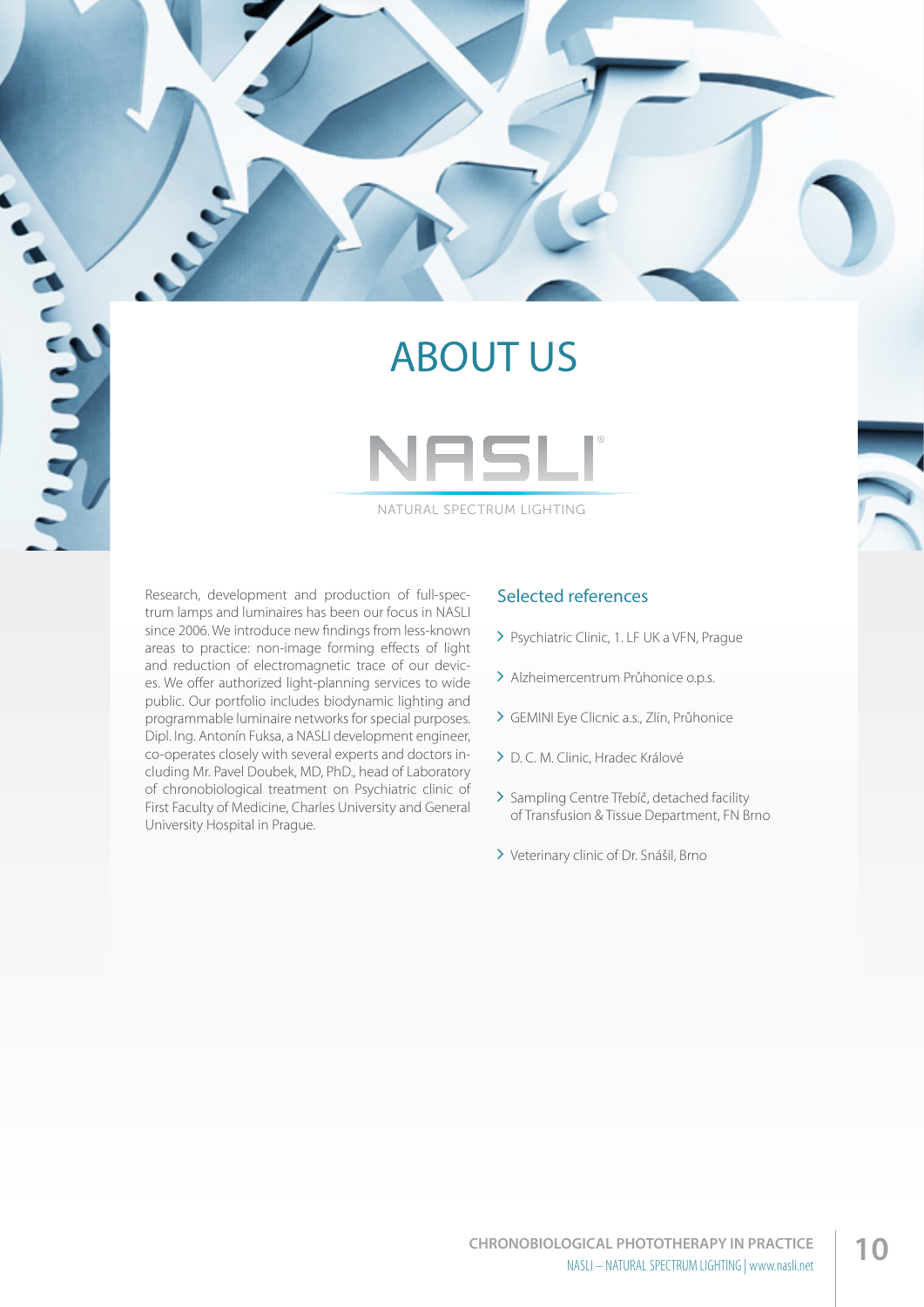# ABOUT US

NASLI®

NATURAL SPECTRUM LIGHTING

Research, development and production of full-spectrum lamps and luminaires has been our focus in NASLI since 2006. We introduce new findings from less-known areas to practice: non-image forming effects of light and reduction of electromagnetic trace of our devices. We offer authorized light-planning services to wide public. Our portfolio includes biodynamic lighting and programmable luminaire networks for special purposes. Dipl. Ing. Antonín Fuksa, a NASLI development engineer, co-operates closely with several experts and doctors including Mr. Pavel Doubek, MD, PhD., head of Laboratory of chronobiological treatment on Psychiatric clinic of First Faculty of Medicine, Charles University and General University Hospital in Prague.

## Selected references

- Psychiatric Clinic, 1. LF UK a VFN, Prague
- Alzheimercentrum Průhonice o.p.s.
- GEMINI Eye Clicnic a.s., Zlín, Průhonice
- D. C. M. Clinic, Hradec Králové
- Sampling Centre Třebíč, detached facility of Transfusion & Tissue Department, FN Brno
- Veterinary clinic of Dr. Snášil, Brno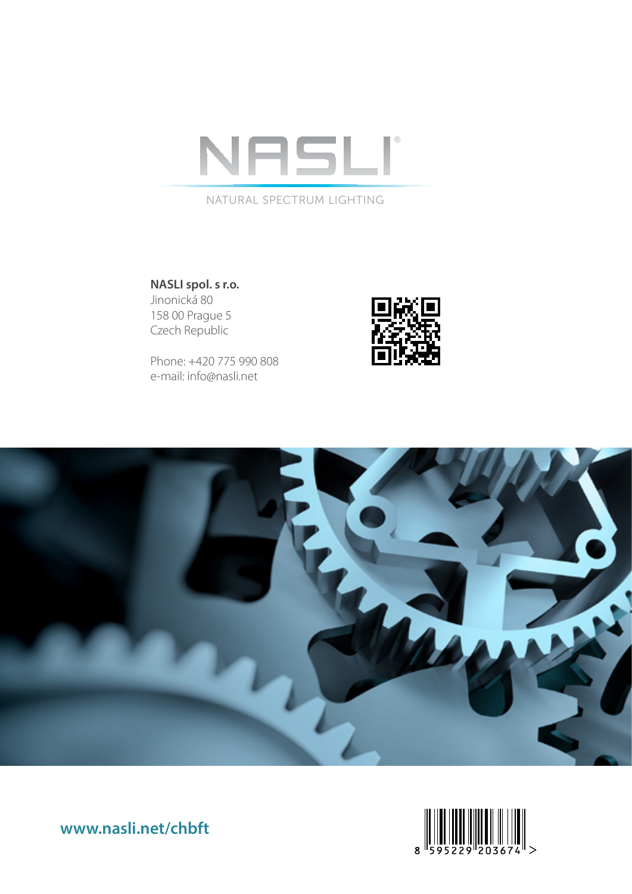NASLI®

NATURAL SPECTRUM LIGHTING

**NASLI spol. s r.o.**
Jinonická 80
158 00 Prague 5
Czech Republic

Phone: +420 775 990 808
e-mail: info@nasli.net

**www.nasli.net/chbft**

8 595229 203674 >